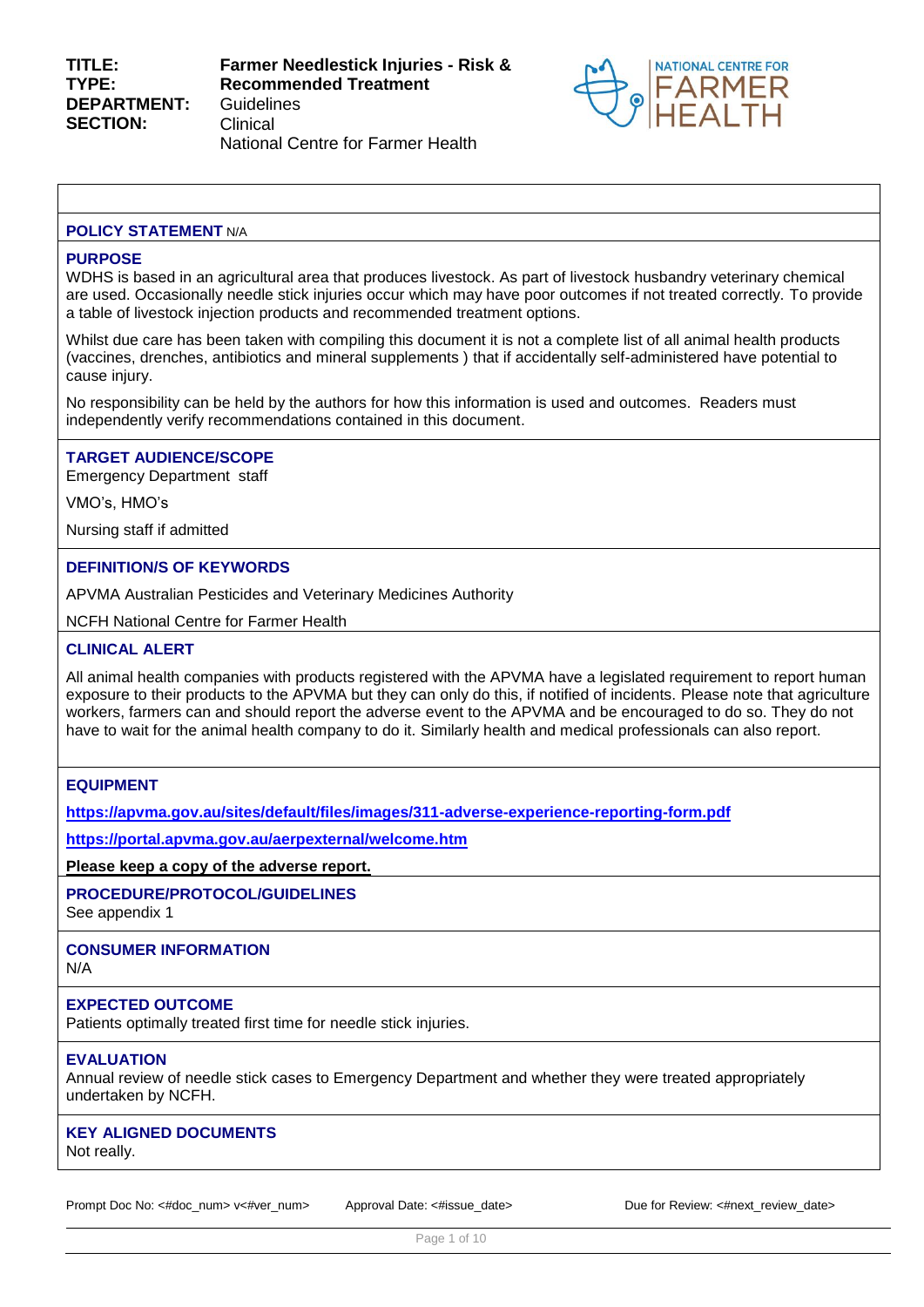| | |
|---|---|
| **TITLE:** | **Farmer Needlestick Injuries - Risk & Recommended Treatment** |
| **TYPE:** | Guidelines |
| **DEPARTMENT:** | Clinical |
| **SECTION:** | National Centre for Farmer Health |

NATIONAL CENTRE FOR FARMER HEALTH

## POLICY STATEMENT N/A

## PURPOSE

WDHS is based in an agricultural area that produces livestock. As part of livestock husbandry veterinary chemical are used. Occasionally needle stick injuries occur which may have poor outcomes if not treated correctly. To provide a table of livestock injection products and recommended treatment options.

Whilst due care has been taken with compiling this document it is not a complete list of all animal health products (vaccines, drenches, antibiotics and mineral supplements ) that if accidentally self-administered have potential to cause injury.

No responsibility can be held by the authors for how this information is used and outcomes. Readers must independently verify recommendations contained in this document.

## TARGET AUDIENCE/SCOPE

Emergency Department staff

VMO's, HMO's

Nursing staff if admitted

## DEFINITION/S OF KEYWORDS

APVMA Australian Pesticides and Veterinary Medicines Authority

NCFH National Centre for Farmer Health

## CLINICAL ALERT

All animal health companies with products registered with the APVMA have a legislated requirement to report human exposure to their products to the APVMA but they can only do this, if notified of incidents. Please note that agriculture workers, farmers can and should report the adverse event to the APVMA and be encouraged to do so. They do not have to wait for the animal health company to do it. Similarly health and medical professionals can also report.

## EQUIPMENT

**https://apvma.gov.au/sites/default/files/images/311-adverse-experience-reporting-form.pdf**

**https://portal.apvma.gov.au/aerpexternal/welcome.htm**

**Please keep a copy of the adverse report.**

## PROCEDURE/PROTOCOL/GUIDELINES

See appendix 1

## CONSUMER INFORMATION

N/A

## EXPECTED OUTCOME

Patients optimally treated first time for needle stick injuries.

## EVALUATION

Annual review of needle stick cases to Emergency Department and whether they were treated appropriately undertaken by NCFH.

## KEY ALIGNED DOCUMENTS

Not really.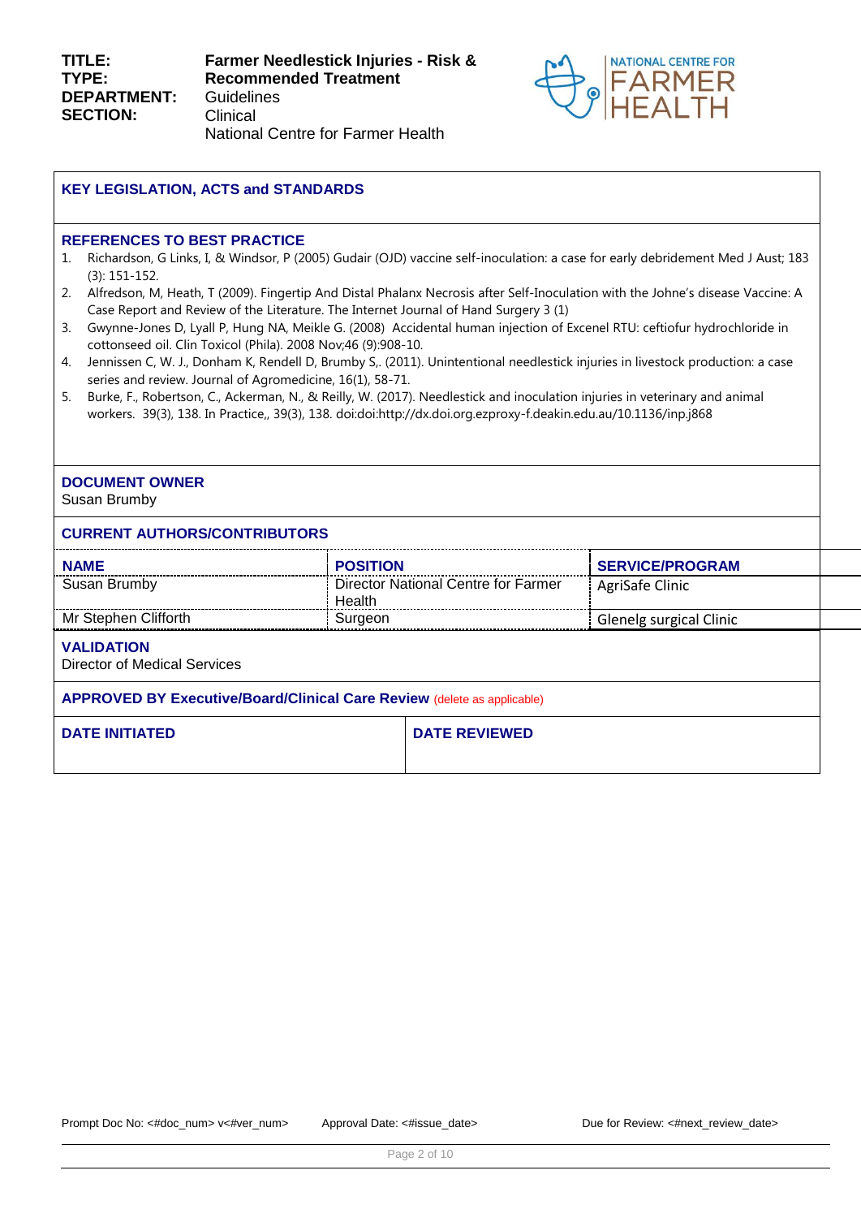| | |
|---|---|
| **TITLE:** | **Farmer Needlestick Injuries - Risk & Recommended Treatment** |
| **TYPE:** | Guidelines |
| **DEPARTMENT:** | Clinical |
| **SECTION:** | National Centre for Farmer Health |

NATIONAL CENTRE FOR FARMER HEALTH

## KEY LEGISLATION, ACTS and STANDARDS

## REFERENCES TO BEST PRACTICE

1. Richardson, G Links, I, & Windsor, P (2005) Gudair (OJD) vaccine self-inoculation: a case for early debridement Med J Aust; 183 (3): 151-152.
2. Alfredson, M, Heath, T (2009). Fingertip And Distal Phalanx Necrosis after Self-Inoculation with the Johne's disease Vaccine: A Case Report and Review of the Literature. The Internet Journal of Hand Surgery 3 (1)
3. Gwynne-Jones D, Lyall P, Hung NA, Meikle G. (2008) Accidental human injection of Excenel RTU: ceftiofur hydrochloride in cottonseed oil. Clin Toxicol (Phila). 2008 Nov;46 (9):908-10.
4. Jennissen C, W. J., Donham K, Rendell D, Brumby S,. (2011). Unintentional needlestick injuries in livestock production: a case series and review. Journal of Agromedicine, 16(1), 58-71.
5. Burke, F., Robertson, C., Ackerman, N., & Reilly, W. (2017). Needlestick and inoculation injuries in veterinary and animal workers. 39(3), 138. In Practice,, 39(3), 138. doi:doi:http://dx.doi.org.ezproxy-f.deakin.edu.au/10.1136/inp.j868

## DOCUMENT OWNER

Susan Brumby

## CURRENT AUTHORS/CONTRIBUTORS

| NAME | POSITION | SERVICE/PROGRAM |
|---|---|---|
| Susan Brumby | Director National Centre for Farmer Health | AgriSafe Clinic |
| Mr Stephen Clifforth | Surgeon | Glenelg surgical Clinic |

## VALIDATION

Director of Medical Services

## APPROVED BY Executive/Board/Clinical Care Review (delete as applicable)

| DATE INITIATED | DATE REVIEWED |
|---|---|
| | |

Prompt Doc No: <#doc_num> v<#ver_num> Approval Date: <#issue_date> Due for Review: <#next_review_date>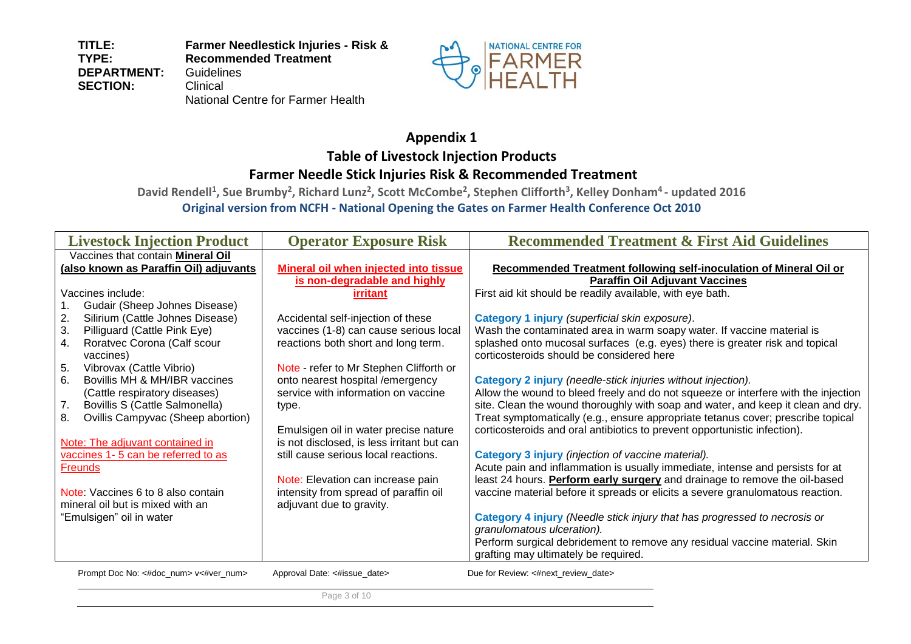## Appendix 1

## Table of Livestock Injection Products

## Farmer Needle Stick Injuries Risk & Recommended Treatment

**David Rendell[1], Sue Brumby[2], Richard Lunz[2], Scott McCombe[2], Stephen Clifforth[3], Kelley Donham[4] - updated 2016**

**Original version from NCFH - National Opening the Gates on Farmer Health Conference Oct 2010**

| Livestock Injection Product | Operator Exposure Risk | Recommended Treatment & First Aid Guidelines |
|---|---|---|
| Vaccines that contain **Mineral Oil (also known as Paraffin Oil) adjuvants**<br><br>Vaccines include:<br>1. Gudair (Sheep Johnes Disease)<br>2. Silirium (Cattle Johnes Disease)<br>3. Pilliguard (Cattle Pink Eye)<br>4. Roratvec Corona (Calf scour vaccines)<br>5. Vibrovax (Cattle Vibrio)<br>6. Bovillis MH & MH/IBR vaccines (Cattle respiratory diseases)<br>7. Bovillis S (Cattle Salmonella)<br>8. Ovillis Campyvac (Sheep abortion)<br><br>Note: The adjuvant contained in vaccines 1- 5 can be referred to as Freunds<br><br>Note: Vaccines 6 to 8 also contain mineral oil but is mixed with an "Emulsigen" oil in water | **Mineral oil when injected into tissue is non-degradable and highly irritant**<br><br>Accidental self-injection of these vaccines (1-8) can cause serious local reactions both short and long term.<br><br>Note - refer to Mr Stephen Clifforth or onto nearest hospital /emergency service with information on vaccine type.<br><br>Emulsigen oil in water precise nature is not disclosed, is less irritant but can still cause serious local reactions.<br><br>Note: Elevation can increase pain intensity from spread of paraffin oil adjuvant due to gravity. | **Recommended Treatment following self-inoculation of Mineral Oil or Paraffin Oil Adjuvant Vaccines**<br>First aid kit should be readily available, with eye bath.<br><br>**Category 1 injury** *(superficial skin exposure)*.<br>Wash the contaminated area in warm soapy water. If vaccine material is splashed onto mucosal surfaces (e.g. eyes) there is greater risk and topical corticosteroids should be considered here<br><br>**Category 2 injury** *(needle-stick injuries without injection).*<br>Allow the wound to bleed freely and do not squeeze or interfere with the injection site. Clean the wound thoroughly with soap and water, and keep it clean and dry. Treat symptomatically (e.g., ensure appropriate tetanus cover; prescribe topical corticosteroids and oral antibiotics to prevent opportunistic infection).<br><br>**Category 3 injury** *(injection of vaccine material).*<br>Acute pain and inflammation is usually immediate, intense and persists for at least 24 hours. **Perform early surgery** and drainage to remove the oil-based vaccine material before it spreads or elicits a severe granulomatous reaction.<br><br>**Category 4 injury** *(Needle stick injury that has progressed to necrosis or granulomatous ulceration).*<br>Perform surgical debridement to remove any residual vaccine material. Skin grafting may ultimately be required. |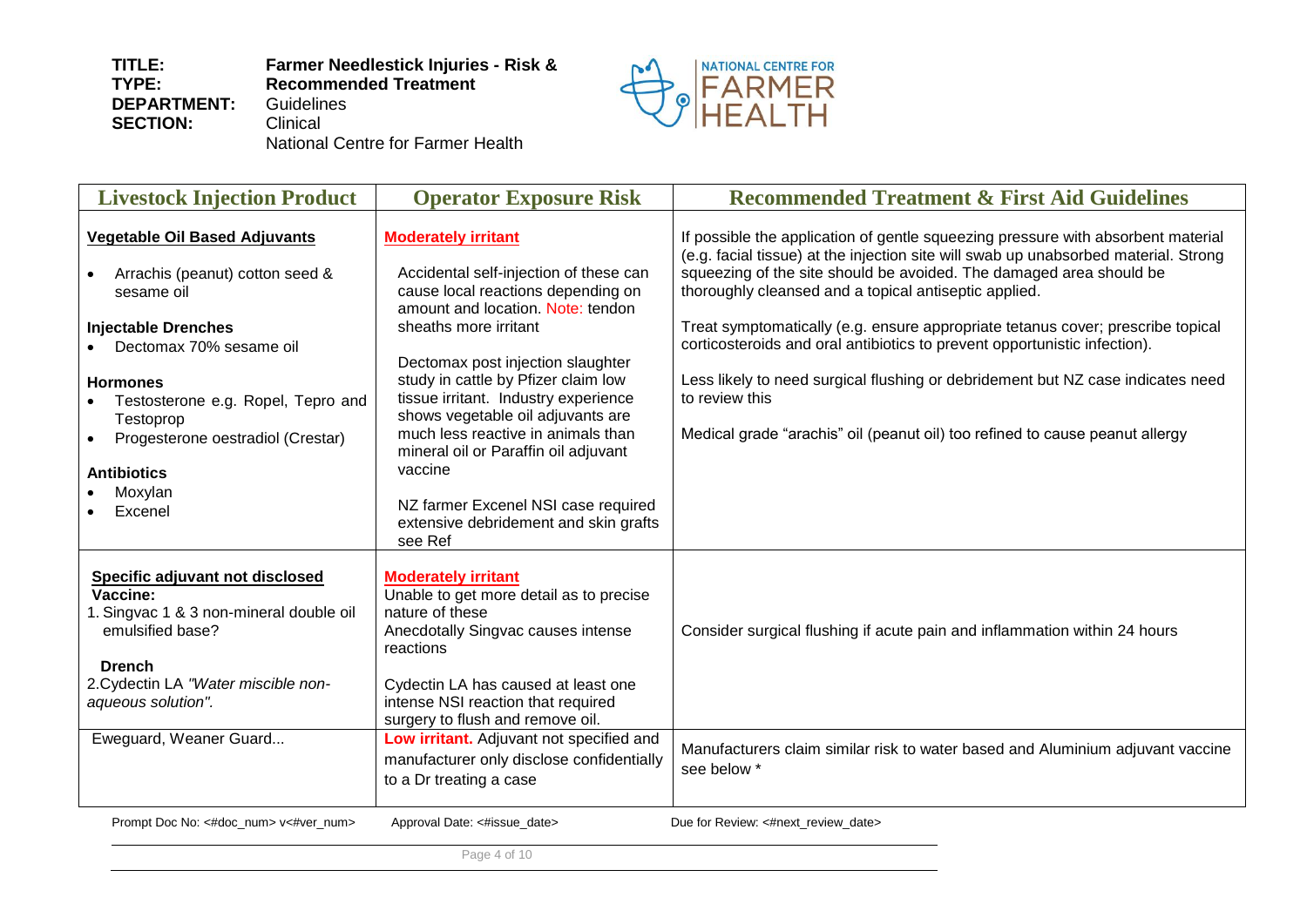**TITLE:** Farmer Needlestick Injuries - Risk & Recommended Treatment
**TYPE:** Guidelines
**DEPARTMENT:** Clinical
**SECTION:** National Centre for Farmer Health

| Livestock Injection Product | Operator Exposure Risk | Recommended Treatment & First Aid Guidelines |
|---|---|---|
| **Vegetable Oil Based Adjuvants**<br>• Arrachis (peanut) cotton seed & sesame oil<br><br>**Injectable Drenches**<br>• Dectomax 70% sesame oil<br><br>**Hormones**<br>• Testosterone e.g. Ropel, Tepro and Testoprop<br>• Progesterone oestradiol (Crestar)<br><br>**Antibiotics**<br>• Moxylan<br>• Excenel | **Moderately irritant**<br><br>Accidental self-injection of these can cause local reactions depending on amount and location. Note: tendon sheaths more irritant<br><br>Dectomax post injection slaughter study in cattle by Pfizer claim low tissue irritant. Industry experience shows vegetable oil adjuvants are much less reactive in animals than mineral oil or Paraffin oil adjuvant vaccine<br><br>NZ farmer Excenel NSI case required extensive debridement and skin grafts see Ref | If possible the application of gentle squeezing pressure with absorbent material (e.g. facial tissue) at the injection site will swab up unabsorbed material. Strong squeezing of the site should be avoided. The damaged area should be thoroughly cleansed and a topical antiseptic applied.<br><br>Treat symptomatically (e.g. ensure appropriate tetanus cover; prescribe topical corticosteroids and oral antibiotics to prevent opportunistic infection).<br><br>Less likely to need surgical flushing or debridement but NZ case indicates need to review this<br><br>Medical grade "arachis" oil (peanut oil) too refined to cause peanut allergy |
| **Specific adjuvant not disclosed**<br>**Vaccine:**<br>1. Singvac 1 & 3 non-mineral double oil emulsified base?<br><br>**Drench**<br>2. Cydectin LA *"Water miscible non-aqueous solution".* | **Moderately irritant**<br>Unable to get more detail as to precise nature of these<br>Anecdotally Singvac causes intense reactions<br><br>Cydectin LA has caused at least one intense NSI reaction that required surgery to flush and remove oil. | Consider surgical flushing if acute pain and inflammation within 24 hours |
| Eweguard, Weaner Guard... | **Low irritant.** Adjuvant not specified and manufacturer only disclose confidentially to a Dr treating a case | Manufacturers claim similar risk to water based and Aluminium adjuvant vaccine see below * |

Prompt Doc No: <#doc_num> v<#ver_num> Approval Date: <#issue_date> Due for Review: <#next_review_date>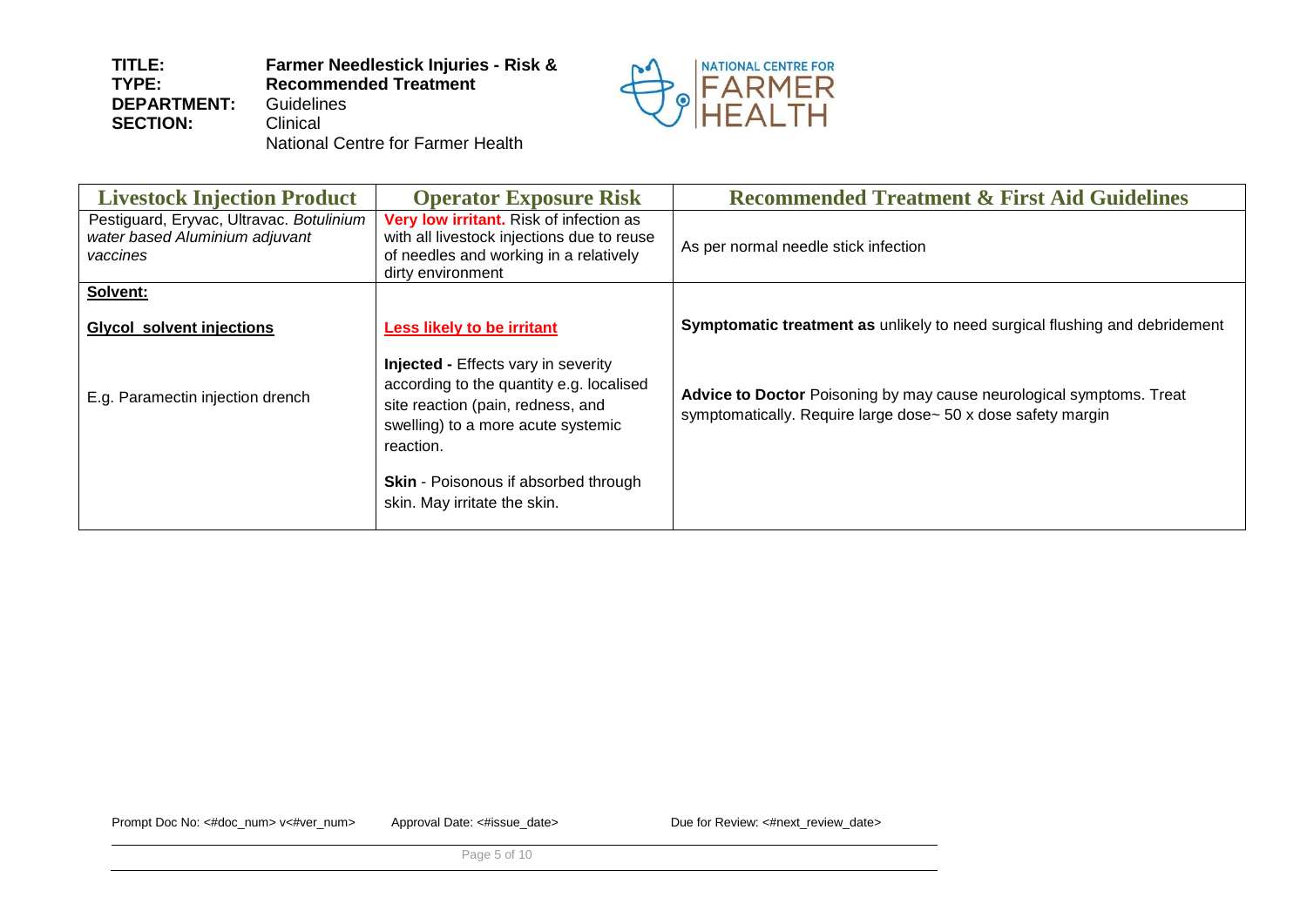**TITLE:** Farmer Needlestick Injuries - Risk & Recommended Treatment
**TYPE:** Guidelines
**DEPARTMENT:** Clinical
**SECTION:** National Centre for Farmer Health

| Livestock Injection Product | Operator Exposure Risk | Recommended Treatment & First Aid Guidelines |
| --- | --- | --- |
| Pestiguard, Eryvac, Ultravac. *Botulinium water based Aluminium adjuvant vaccines* | **Very low irritant.** Risk of infection as with all livestock injections due to reuse of needles and working in a relatively dirty environment | As per normal needle stick infection |
| **Solvent:**<br><br>**Glycol solvent injections**<br><br>E.g. Paramectin injection drench | **Less likely to be irritant**<br><br>**Injected -** Effects vary in severity according to the quantity e.g. localised site reaction (pain, redness, and swelling) to a more acute systemic reaction.<br><br>**Skin** - Poisonous if absorbed through skin. May irritate the skin. | **Symptomatic treatment as** unlikely to need surgical flushing and debridement<br><br>**Advice to Doctor** Poisoning by may cause neurological symptoms. Treat symptomatically. Require large dose~ 50 x dose safety margin |

Prompt Doc No: <#doc_num> v<#ver_num> Approval Date: <#issue_date> Due for Review: <#next_review_date>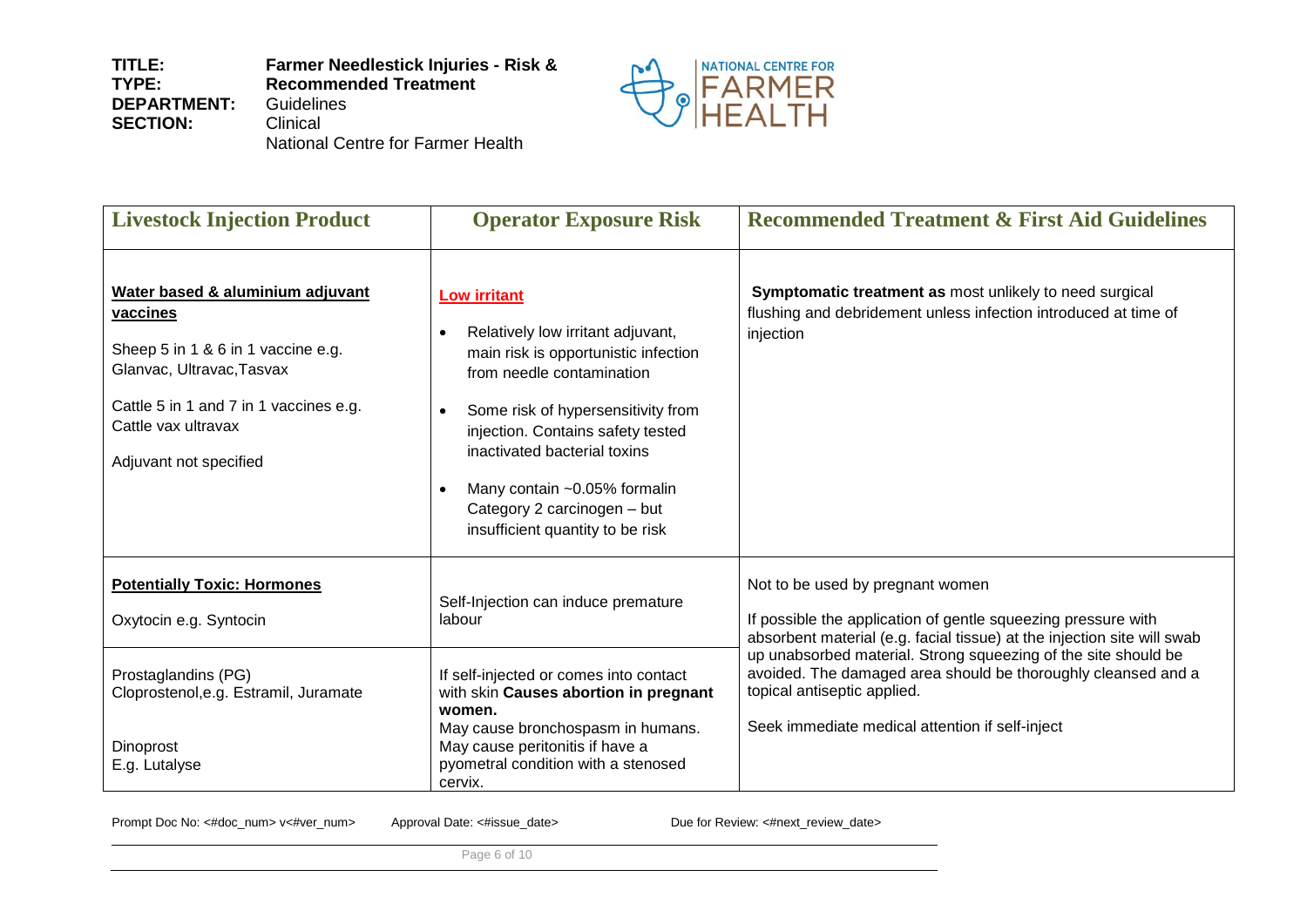| Livestock Injection Product | Operator Exposure Risk | Recommended Treatment & First Aid Guidelines |
|---|---|---|
| **Water based & aluminium adjuvant vaccines**<br><br>Sheep 5 in 1 & 6 in 1 vaccine e.g. Glanvac, Ultravac,Tasvax<br><br>Cattle 5 in 1 and 7 in 1 vaccines e.g. Cattle vax ultravax<br><br>Adjuvant not specified | **Low irritant**<br><br>• Relatively low irritant adjuvant, main risk is opportunistic infection from needle contamination<br>• Some risk of hypersensitivity from injection. Contains safety tested inactivated bacterial toxins<br>• Many contain ~0.05% formalin Category 2 carcinogen – but insufficient quantity to be risk | **Symptomatic treatment as** most unlikely to need surgical flushing and debridement unless infection introduced at time of injection |
| **Potentially Toxic: Hormones**<br><br>Oxytocin e.g. Syntocin | Self-Injection can induce premature labour | Not to be used by pregnant women<br><br>If possible the application of gentle squeezing pressure with absorbent material (e.g. facial tissue) at the injection site will swab up unabsorbed material. Strong squeezing of the site should be avoided. The damaged area should be thoroughly cleansed and a topical antiseptic applied.<br><br>Seek immediate medical attention if self-inject |
| Prostaglandins (PG)<br>Cloprostenol,e.g. Estramil, Juramate<br><br>Dinoprost<br>E.g. Lutalyse | If self-injected or comes into contact with skin **Causes abortion in pregnant women.**<br>May cause bronchospasm in humans.<br>May cause peritonitis if have a pyometral condition with a stenosed cervix. | |

Prompt Doc No: <#doc_num> v<#ver_num> Approval Date: <#issue_date> Due for Review: <#next_review_date>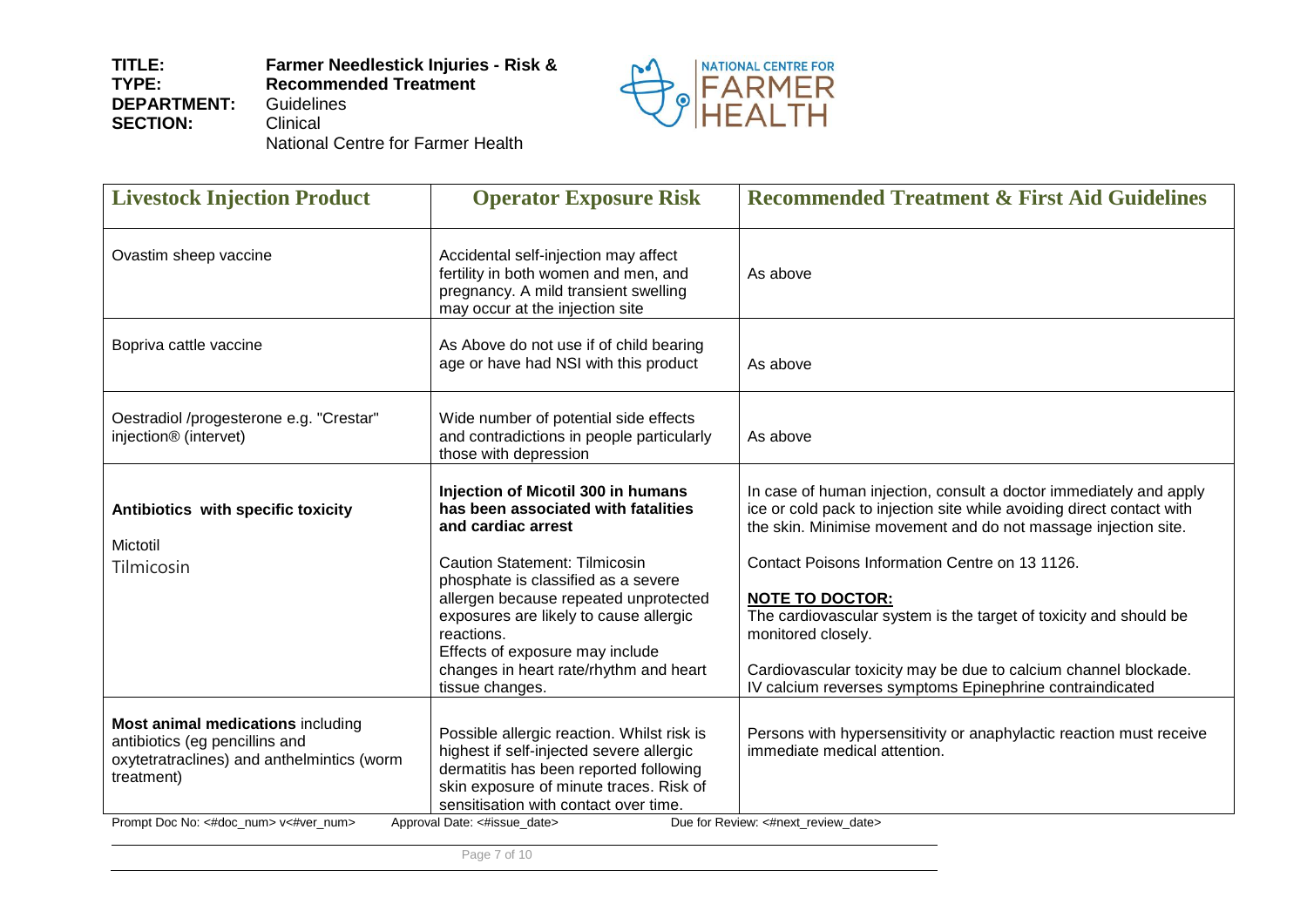| Livestock Injection Product | Operator Exposure Risk | Recommended Treatment & First Aid Guidelines |
|---|---|---|
| Ovastim sheep vaccine | Accidental self-injection may affect fertility in both women and men, and pregnancy. A mild transient swelling may occur at the injection site | As above |
| Bopriva cattle vaccine | As Above do not use if of child bearing age or have had NSI with this product | As above |
| Oestradiol /progesterone e.g. "Crestar" injection® (intervet) | Wide number of potential side effects and contradictions in people particularly those with depression | As above |
| **Antibiotics with specific toxicity**<br><br>Mictotil<br>Tilmicosin | **Injection of Micotil 300 in humans has been associated with fatalities and cardiac arrest**<br><br>Caution Statement: Tilmicosin phosphate is classified as a severe allergen because repeated unprotected exposures are likely to cause allergic reactions.<br>Effects of exposure may include changes in heart rate/rhythm and heart tissue changes. | In case of human injection, consult a doctor immediately and apply ice or cold pack to injection site while avoiding direct contact with the skin. Minimise movement and do not massage injection site.<br><br>Contact Poisons Information Centre on 13 1126.<br><br>**NOTE TO DOCTOR:**<br>The cardiovascular system is the target of toxicity and should be monitored closely.<br><br>Cardiovascular toxicity may be due to calcium channel blockade. IV calcium reverses symptoms Epinephrine contraindicated |
| **Most animal medications** including antibiotics (eg pencillins and oxytetratraclines) and anthelmintics (worm treatment) | Possible allergic reaction. Whilst risk is highest if self-injected severe allergic dermatitis has been reported following skin exposure of minute traces. Risk of sensitisation with contact over time. | Persons with hypersensitivity or anaphylactic reaction must receive immediate medical attention. |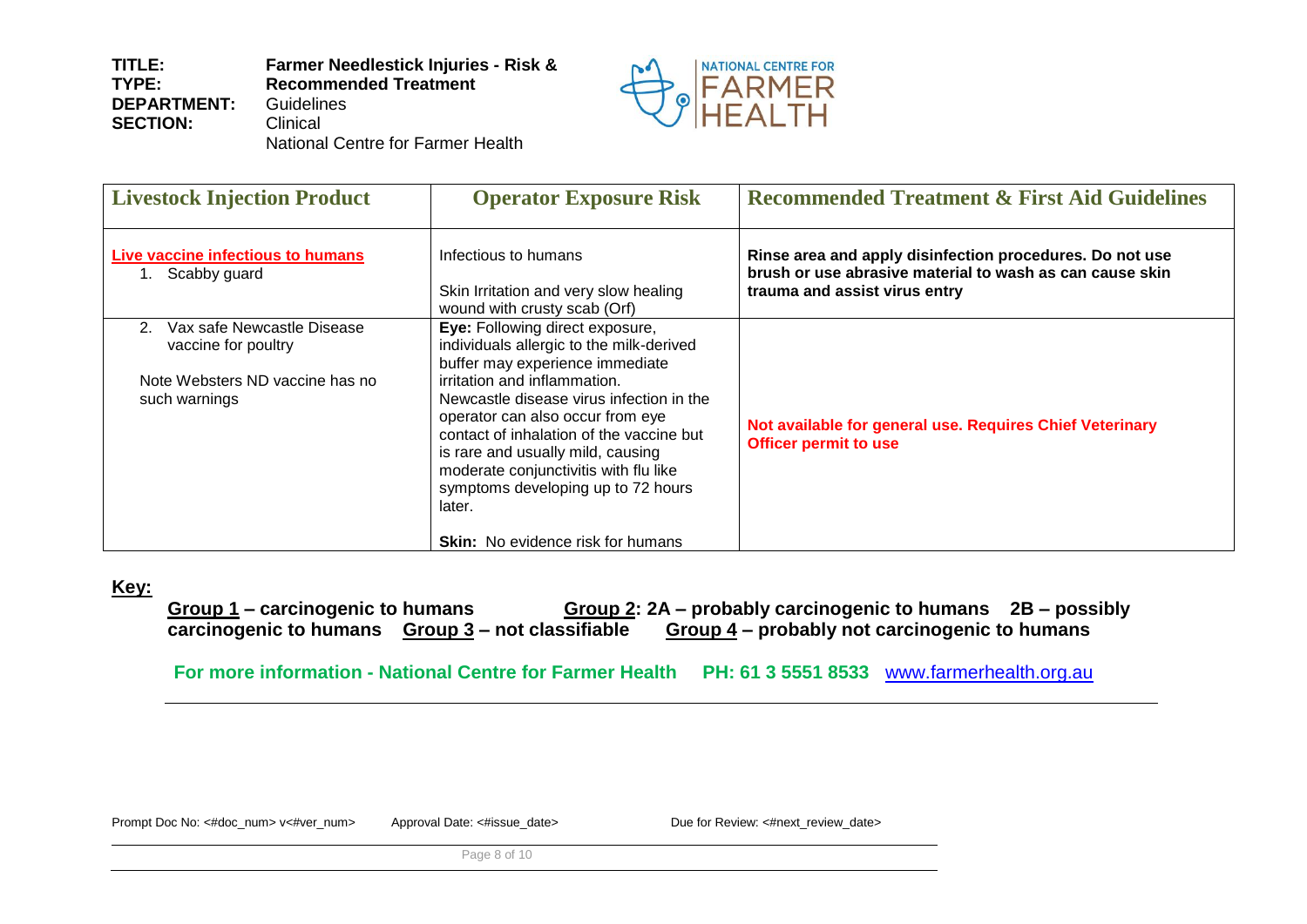| Livestock Injection Product | Operator Exposure Risk | Recommended Treatment & First Aid Guidelines |
|---|---|---|
| **Live vaccine infectious to humans**<br>1. Scabby guard | Infectious to humans<br><br>Skin Irritation and very slow healing wound with crusty scab (Orf) | **Rinse area and apply disinfection procedures. Do not use brush or use abrasive material to wash as can cause skin trauma and assist virus entry** |
| 2. Vax safe Newcastle Disease vaccine for poultry<br><br>Note Websters ND vaccine has no such warnings | **Eye:** Following direct exposure, individuals allergic to the milk-derived buffer may experience immediate irritation and inflammation.<br>Newcastle disease virus infection in the operator can also occur from eye contact of inhalation of the vaccine but is rare and usually mild, causing moderate conjunctivitis with flu like symptoms developing up to 72 hours later.<br><br>**Skin:** No evidence risk for humans | **Not available for general use. Requires Chief Veterinary Officer permit to use** |

**Key:**

**Group 1 – carcinogenic to humans** **Group 2: 2A – probably carcinogenic to humans 2B – possibly carcinogenic to humans** **Group 3 – not classifiable** **Group 4 – probably not carcinogenic to humans**

**For more information - National Centre for Farmer Health PH: 61 3 5551 8533** www.farmerhealth.org.au

Prompt Doc No: <#doc_num> v<#ver_num> Approval Date: <#issue_date> Due for Review: <#next_review_date>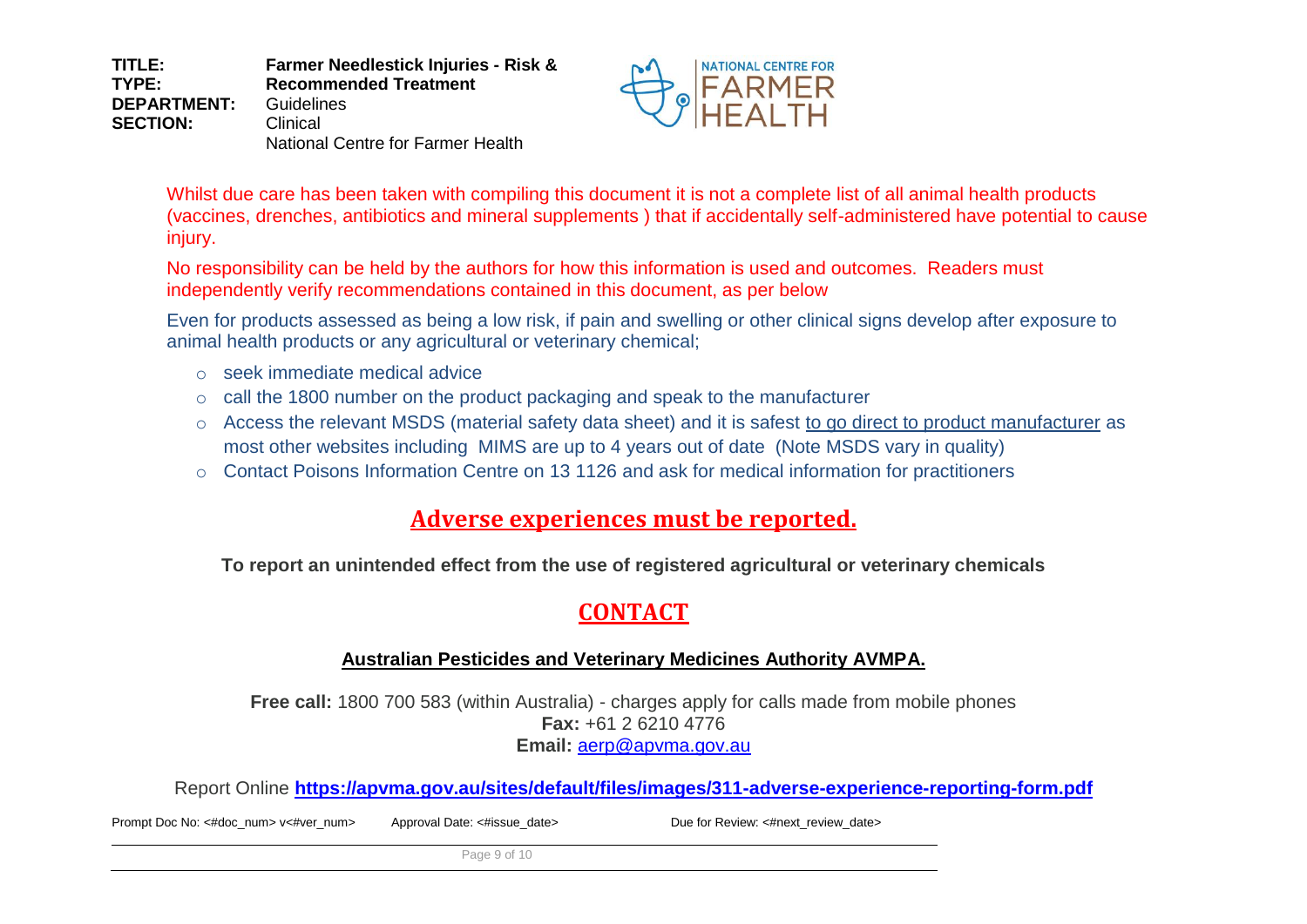Whilst due care has been taken with compiling this document it is not a complete list of all animal health products (vaccines, drenches, antibiotics and mineral supplements ) that if accidentally self-administered have potential to cause injury.

No responsibility can be held by the authors for how this information is used and outcomes. Readers must independently verify recommendations contained in this document, as per below

Even for products assessed as being a low risk, if pain and swelling or other clinical signs develop after exposure to animal health products or any agricultural or veterinary chemical;

- seek immediate medical advice
- call the 1800 number on the product packaging and speak to the manufacturer
- Access the relevant MSDS (material safety data sheet) and it is safest to go direct to product manufacturer as most other websites including MIMS are up to 4 years out of date (Note MSDS vary in quality)
- Contact Poisons Information Centre on 13 1126 and ask for medical information for practitioners

## Adverse experiences must be reported.

**To report an unintended effect from the use of registered agricultural or veterinary chemicals**

## CONTACT

### Australian Pesticides and Veterinary Medicines Authority AVMPA.

**Free call:** 1800 700 583 (within Australia) - charges apply for calls made from mobile phones
**Fax:** +61 2 6210 4776
**Email:** aerp@apvma.gov.au

Report Online **https://apvma.gov.au/sites/default/files/images/311-adverse-experience-reporting-form.pdf**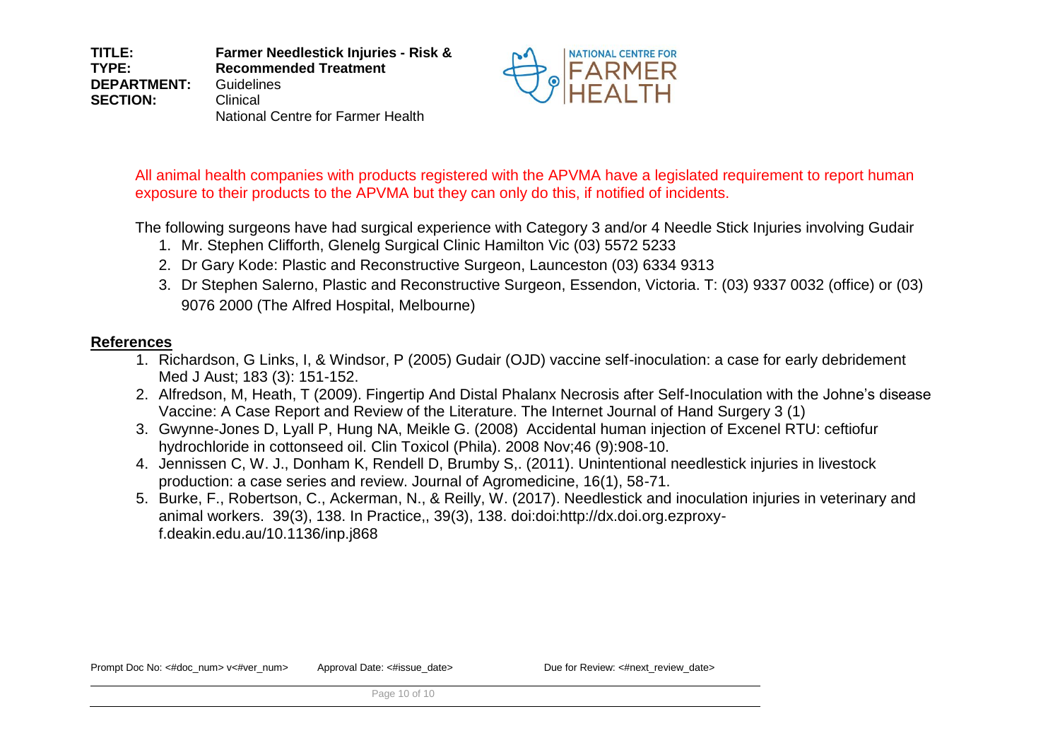All animal health companies with products registered with the APVMA have a legislated requirement to report human exposure to their products to the APVMA but they can only do this, if notified of incidents.

The following surgeons have had surgical experience with Category 3 and/or 4 Needle Stick Injuries involving Gudair

1. Mr. Stephen Clifforth, Glenelg Surgical Clinic Hamilton Vic (03) 5572 5233
2. Dr Gary Kode: Plastic and Reconstructive Surgeon, Launceston (03) 6334 9313
3. Dr Stephen Salerno, Plastic and Reconstructive Surgeon, Essendon, Victoria. T: (03) 9337 0032 (office) or (03) 9076 2000 (The Alfred Hospital, Melbourne)

## References

1. Richardson, G Links, I, & Windsor, P (2005) Gudair (OJD) vaccine self-inoculation: a case for early debridement Med J Aust; 183 (3): 151-152.
2. Alfredson, M, Heath, T (2009). Fingertip And Distal Phalanx Necrosis after Self-Inoculation with the Johne's disease Vaccine: A Case Report and Review of the Literature. The Internet Journal of Hand Surgery 3 (1)
3. Gwynne-Jones D, Lyall P, Hung NA, Meikle G. (2008) Accidental human injection of Excenel RTU: ceftiofur hydrochloride in cottonseed oil. Clin Toxicol (Phila). 2008 Nov;46 (9):908-10.
4. Jennissen C, W. J., Donham K, Rendell D, Brumby S,. (2011). Unintentional needlestick injuries in livestock production: a case series and review. Journal of Agromedicine, 16(1), 58-71.
5. Burke, F., Robertson, C., Ackerman, N., & Reilly, W. (2017). Needlestick and inoculation injuries in veterinary and animal workers. 39(3), 138. In Practice,, 39(3), 138. doi:doi:http://dx.doi.org.ezproxy-f.deakin.edu.au/10.1136/inp.j868